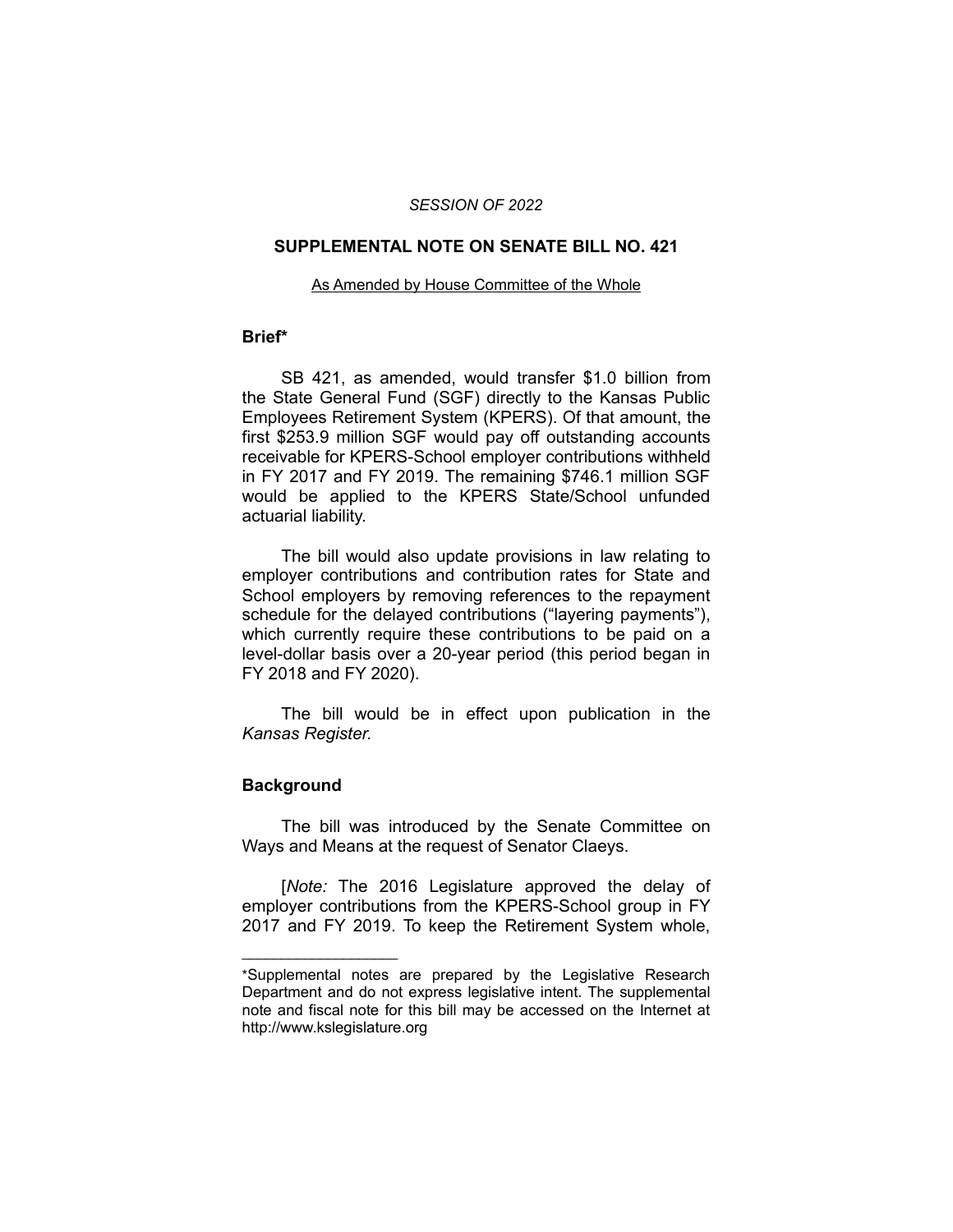*SESSION OF 2022*

## SUPPLEMENTAL NOTE ON SENATE BILL NO. 421

As Amended by House Committee of the Whole

### Brief*

SB 421, as amended, would transfer $1.0 billion from the State General Fund (SGF) directly to the Kansas Public Employees Retirement System (KPERS). Of that amount, the first $253.9 million SGF would pay off outstanding accounts receivable for KPERS-School employer contributions withheld in FY 2017 and FY 2019. The remaining $746.1 million SGF would be applied to the KPERS State/School unfunded actuarial liability.

The bill would also update provisions in law relating to employer contributions and contribution rates for State and School employers by removing references to the repayment schedule for the delayed contributions ("layering payments"), which currently require these contributions to be paid on a level-dollar basis over a 20-year period (this period began in FY 2018 and FY 2020).

The bill would be in effect upon publication in the *Kansas Register.*

### Background

The bill was introduced by the Senate Committee on Ways and Means at the request of Senator Claeys.

[*Note:* The 2016 Legislature approved the delay of employer contributions from the KPERS-School group in FY 2017 and FY 2019. To keep the Retirement System whole,

---

*Supplemental notes are prepared by the Legislative Research Department and do not express legislative intent. The supplemental note and fiscal note for this bill may be accessed on the Internet at http://www.kslegislature.org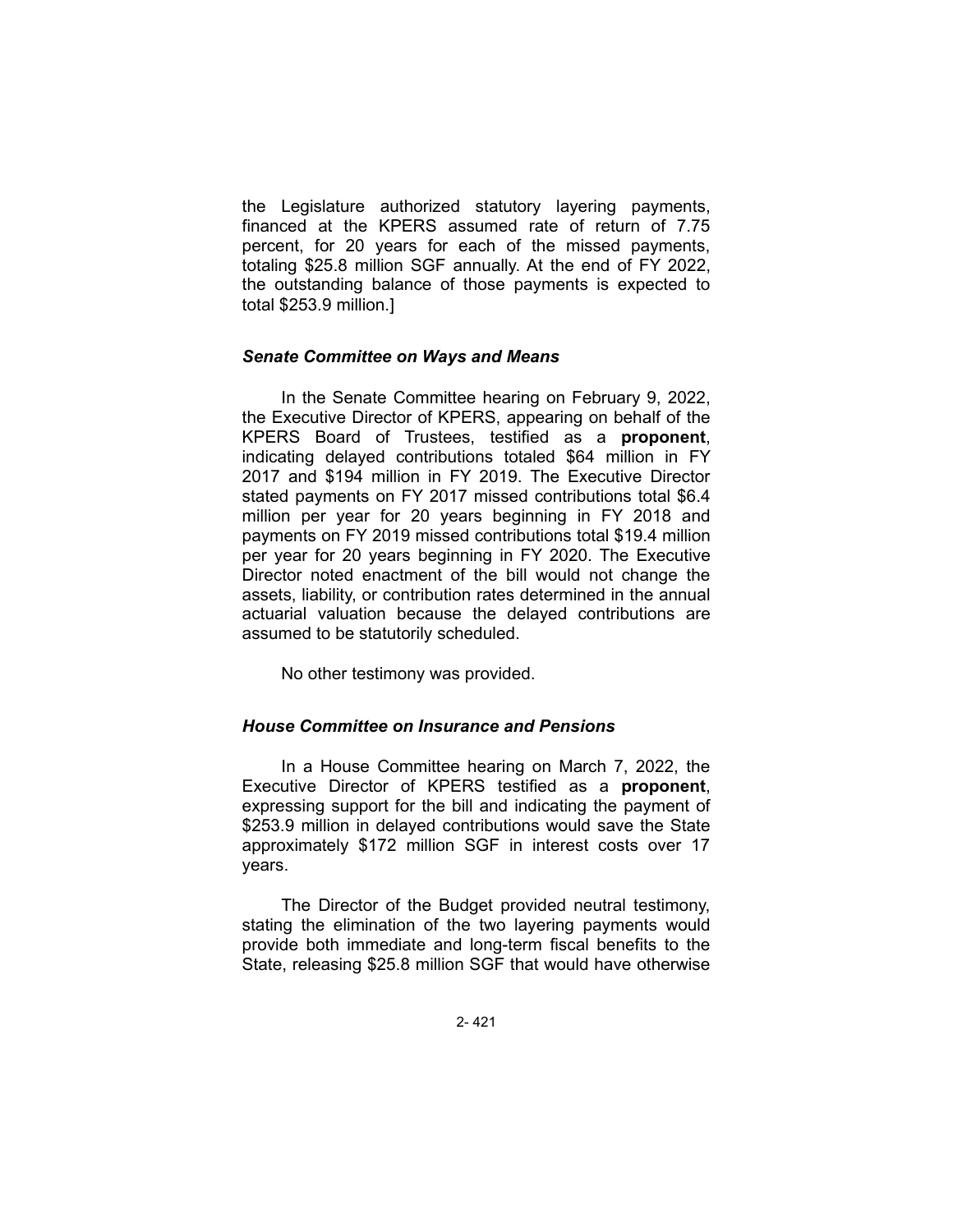the Legislature authorized statutory layering payments, financed at the KPERS assumed rate of return of 7.75 percent, for 20 years for each of the missed payments, totaling $25.8 million SGF annually. At the end of FY 2022, the outstanding balance of those payments is expected to total $253.9 million.]

### *Senate Committee on Ways and Means*

In the Senate Committee hearing on February 9, 2022, the Executive Director of KPERS, appearing on behalf of the KPERS Board of Trustees, testified as a **proponent**, indicating delayed contributions totaled $64 million in FY 2017 and $194 million in FY 2019. The Executive Director stated payments on FY 2017 missed contributions total $6.4 million per year for 20 years beginning in FY 2018 and payments on FY 2019 missed contributions total $19.4 million per year for 20 years beginning in FY 2020. The Executive Director noted enactment of the bill would not change the assets, liability, or contribution rates determined in the annual actuarial valuation because the delayed contributions are assumed to be statutorily scheduled.

No other testimony was provided.

### *House Committee on Insurance and Pensions*

In a House Committee hearing on March 7, 2022, the Executive Director of KPERS testified as a **proponent**, expressing support for the bill and indicating the payment of $253.9 million in delayed contributions would save the State approximately $172 million SGF in interest costs over 17 years.

The Director of the Budget provided neutral testimony, stating the elimination of the two layering payments would provide both immediate and long-term fiscal benefits to the State, releasing $25.8 million SGF that would have otherwise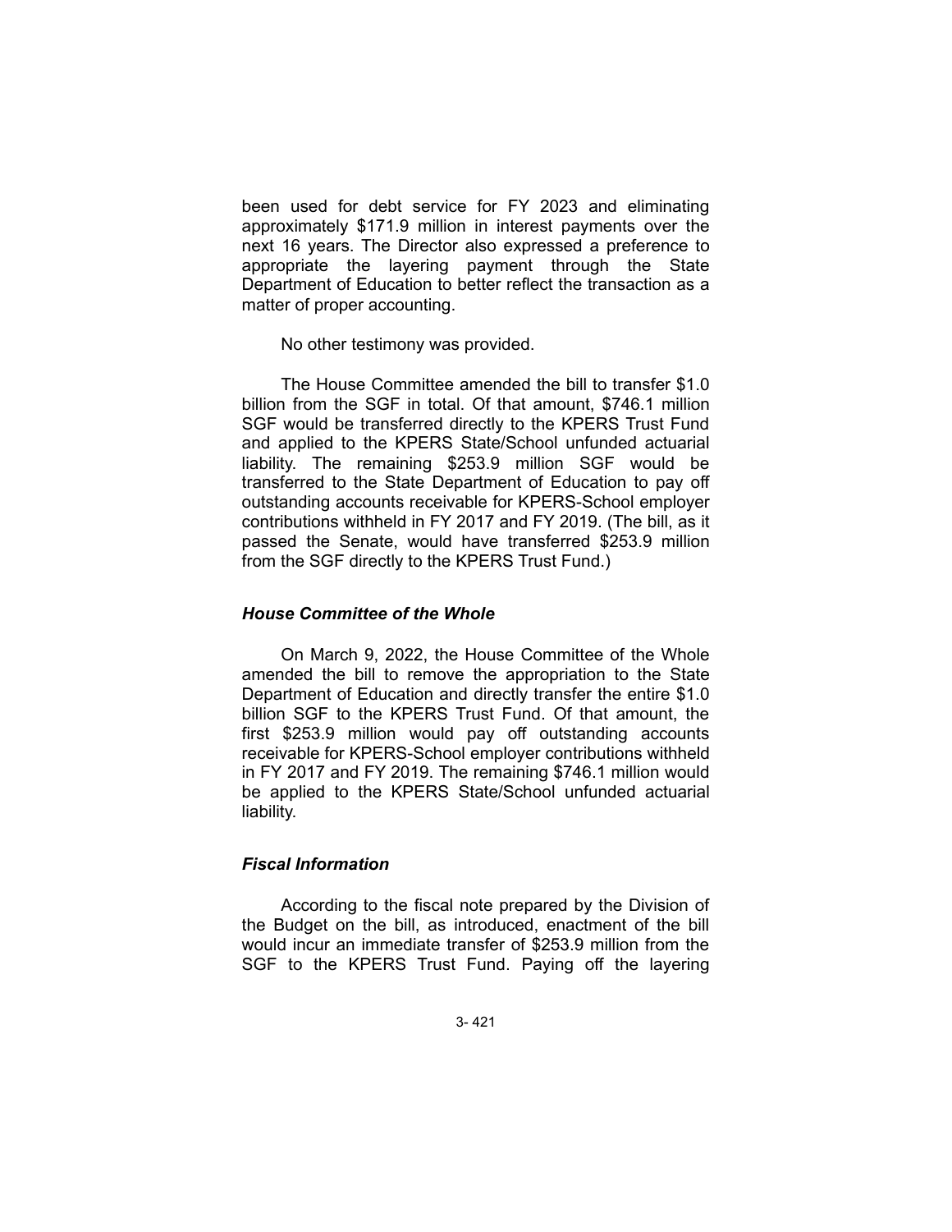been used for debt service for FY 2023 and eliminating approximately $171.9 million in interest payments over the next 16 years. The Director also expressed a preference to appropriate the layering payment through the State Department of Education to better reflect the transaction as a matter of proper accounting.

No other testimony was provided.

The House Committee amended the bill to transfer $1.0 billion from the SGF in total. Of that amount, $746.1 million SGF would be transferred directly to the KPERS Trust Fund and applied to the KPERS State/School unfunded actuarial liability. The remaining $253.9 million SGF would be transferred to the State Department of Education to pay off outstanding accounts receivable for KPERS-School employer contributions withheld in FY 2017 and FY 2019. (The bill, as it passed the Senate, would have transferred $253.9 million from the SGF directly to the KPERS Trust Fund.)

### *House Committee of the Whole*

On March 9, 2022, the House Committee of the Whole amended the bill to remove the appropriation to the State Department of Education and directly transfer the entire $1.0 billion SGF to the KPERS Trust Fund. Of that amount, the first $253.9 million would pay off outstanding accounts receivable for KPERS-School employer contributions withheld in FY 2017 and FY 2019. The remaining $746.1 million would be applied to the KPERS State/School unfunded actuarial liability.

### *Fiscal Information*

According to the fiscal note prepared by the Division of the Budget on the bill, as introduced, enactment of the bill would incur an immediate transfer of $253.9 million from the SGF to the KPERS Trust Fund. Paying off the layering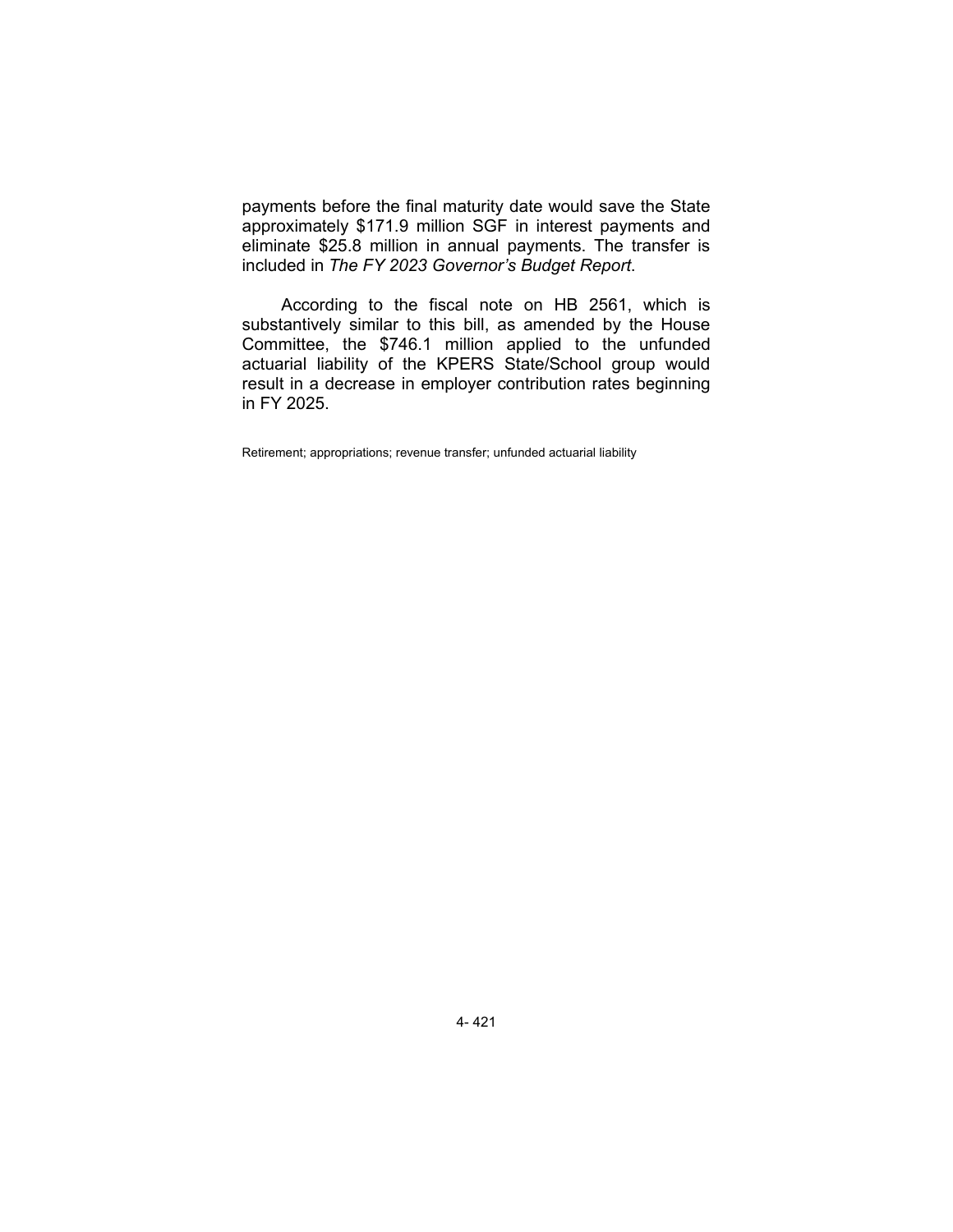payments before the final maturity date would save the State approximately $171.9 million SGF in interest payments and eliminate $25.8 million in annual payments. The transfer is included in *The FY 2023 Governor's Budget Report*.

According to the fiscal note on HB 2561, which is substantively similar to this bill, as amended by the House Committee, the $746.1 million applied to the unfunded actuarial liability of the KPERS State/School group would result in a decrease in employer contribution rates beginning in FY 2025.

Retirement; appropriations; revenue transfer; unfunded actuarial liability